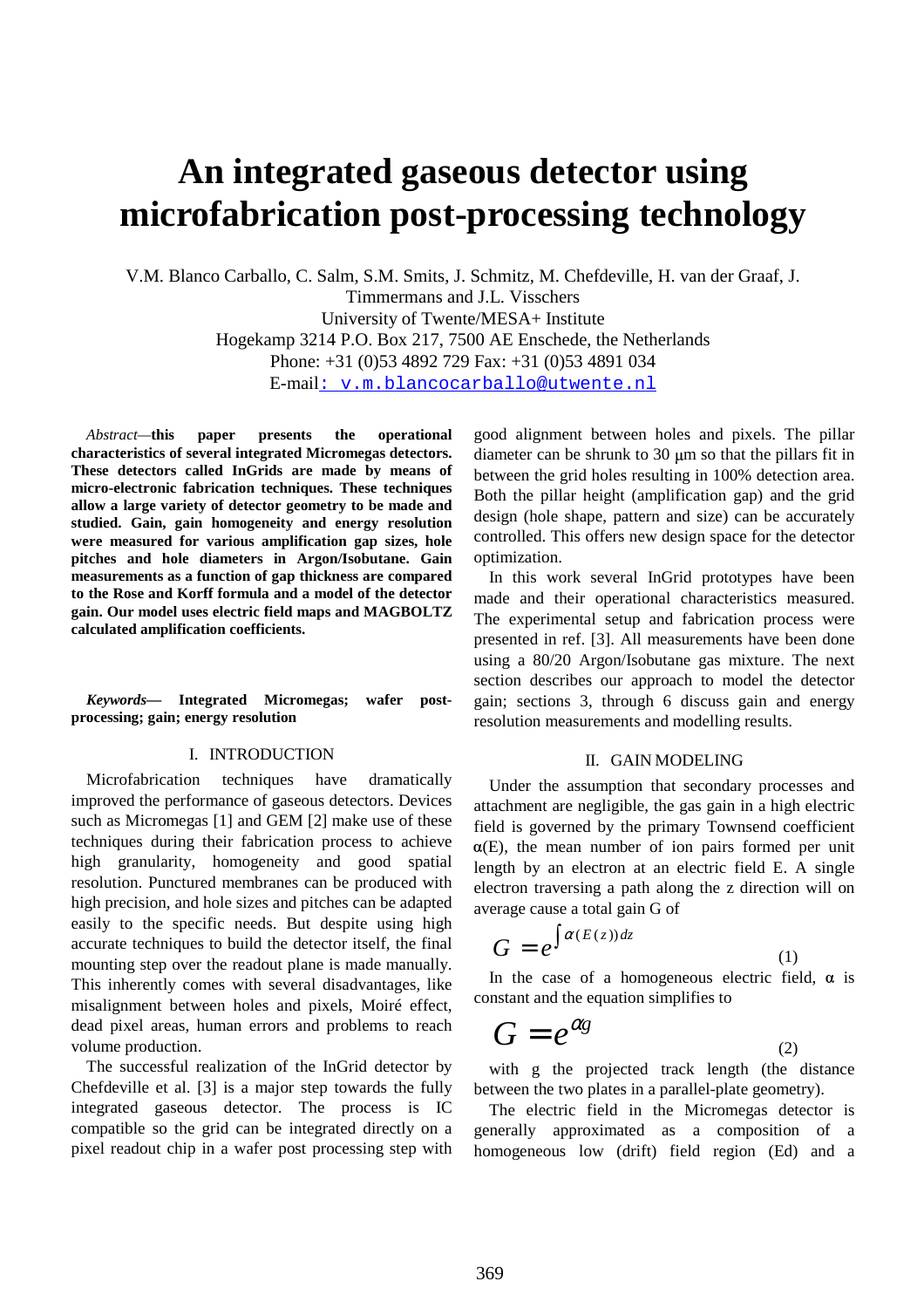# An integrated gaseous detector using microfabrication post-processing technology

V.M. Blanco Carballo, C. Salm, S.M. Smits, J. Schmitz, M. Chefdeville, H. van der Graaf, J. Timmermans and J.L. Visschers

University of Twente/MESA+ Institute

Hogekamp 3214 P.O. Box 217, 7500 AE Enschede, the Netherlands

Phone: +31 (0)53 4892 729 Fax: +31 (0)53 4891 034

E-mail: v.m.blancocarballo@utwente.nl

*Abstract*—**this paper presents the operational characteristics of several integrated Micromegas detectors. These detectors called InGrids are made by means of micro-electronic fabrication techniques. These techniques allow a large variety of detector geometry to be made and studied. Gain, gain homogeneity and energy resolution were measured for various amplification gap sizes, hole pitches and hole diameters in Argon/Isobutane. Gain measurements as a function of gap thickness are compared to the Rose and Korff formula and a model of the detector gain. Our model uses electric field maps and MAGBOLTZ calculated amplification coefficients.**

***Keywords***— **Integrated Micromegas; wafer post-processing; gain; energy resolution**

## I. INTRODUCTION

Microfabrication techniques have dramatically improved the performance of gaseous detectors. Devices such as Micromegas [1] and GEM [2] make use of these techniques during their fabrication process to achieve high granularity, homogeneity and good spatial resolution. Punctured membranes can be produced with high precision, and hole sizes and pitches can be adapted easily to the specific needs. But despite using high accurate techniques to build the detector itself, the final mounting step over the readout plane is made manually. This inherently comes with several disadvantages, like misalignment between holes and pixels, Moiré effect, dead pixel areas, human errors and problems to reach volume production.

The successful realization of the InGrid detector by Chefdeville et al. [3] is a major step towards the fully integrated gaseous detector. The process is IC compatible so the grid can be integrated directly on a pixel readout chip in a wafer post processing step with good alignment between holes and pixels. The pillar diameter can be shrunk to 30 μm so that the pillars fit in between the grid holes resulting in 100% detection area. Both the pillar height (amplification gap) and the grid design (hole shape, pattern and size) can be accurately controlled. This offers new design space for the detector optimization.

In this work several InGrid prototypes have been made and their operational characteristics measured. The experimental setup and fabrication process were presented in ref. [3]. All measurements have been done using a 80/20 Argon/Isobutane gas mixture. The next section describes our approach to model the detector gain; sections 3, through 6 discuss gain and energy resolution measurements and modelling results.

## II. GAIN MODELING

Under the assumption that secondary processes and attachment are negligible, the gas gain in a high electric field is governed by the primary Townsend coefficient α(E), the mean number of ion pairs formed per unit length by an electron at an electric field E. A single electron traversing a path along the z direction will on average cause a total gain G of

$$G = e^{\int \alpha(E(z))\,dz} \tag{1}$$

In the case of a homogeneous electric field, α is constant and the equation simplifies to

$$G = e^{\alpha g} \tag{2}$$

with g the projected track length (the distance between the two plates in a parallel-plate geometry).

The electric field in the Micromegas detector is generally approximated as a composition of a homogeneous low (drift) field region (Ed) and a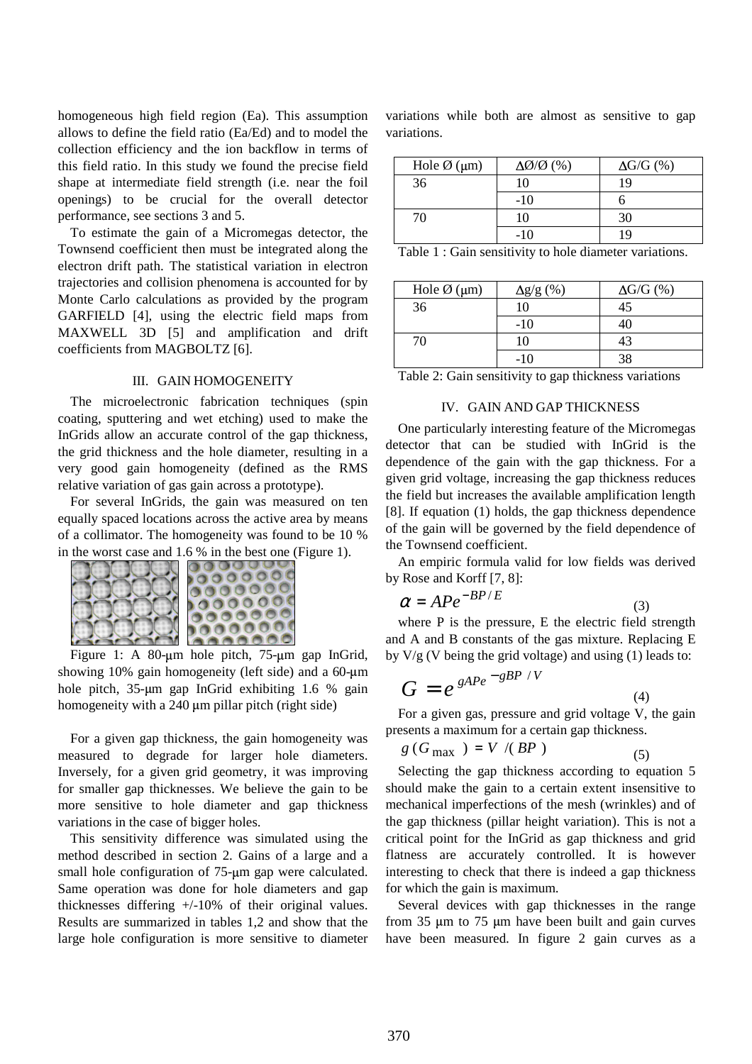homogeneous high field region (Ea). This assumption allows to define the field ratio (Ea/Ed) and to model the collection efficiency and the ion backflow in terms of this field ratio. In this study we found the precise field shape at intermediate field strength (i.e. near the foil openings) to be crucial for the overall detector performance, see sections 3 and 5.

To estimate the gain of a Micromegas detector, the Townsend coefficient then must be integrated along the electron drift path. The statistical variation in electron trajectories and collision phenomena is accounted for by Monte Carlo calculations as provided by the program GARFIELD [4], using the electric field maps from MAXWELL 3D [5] and amplification and drift coefficients from MAGBOLTZ [6].

## III. GAIN HOMOGENEITY

The microelectronic fabrication techniques (spin coating, sputtering and wet etching) used to make the InGrids allow an accurate control of the gap thickness, the grid thickness and the hole diameter, resulting in a very good gain homogeneity (defined as the RMS relative variation of gas gain across a prototype).

For several InGrids, the gain was measured on ten equally spaced locations across the active area by means of a collimator. The homogeneity was found to be 10 % in the worst case and 1.6 % in the best one (Figure 1).

Figure 1: A 80-μm hole pitch, 75-μm gap InGrid, showing 10% gain homogeneity (left side) and a 60-μm hole pitch, 35-μm gap InGrid exhibiting 1.6 % gain homogeneity with a 240 μm pillar pitch (right side)

For a given gap thickness, the gain homogeneity was measured to degrade for larger hole diameters. Inversely, for a given grid geometry, it was improving for smaller gap thicknesses. We believe the gain to be more sensitive to hole diameter and gap thickness variations in the case of bigger holes.

This sensitivity difference was simulated using the method described in section 2. Gains of a large and a small hole configuration of 75-μm gap were calculated. Same operation was done for hole diameters and gap thicknesses differing +/-10% of their original values. Results are summarized in tables 1,2 and show that the large hole configuration is more sensitive to diameter variations while both are almost as sensitive to gap variations.

| Hole Ø (μm) | ΔØ/Ø (%) | ΔG/G (%) |
|---|---|---|
| 36 | 10 | 19 |
| | -10 | 6 |
| 70 | 10 | 30 |
| | -10 | 19 |

Table 1 : Gain sensitivity to hole diameter variations.

| Hole Ø (μm) | Δg/g (%) | ΔG/G (%) |
|---|---|---|
| 36 | 10 | 45 |
| | -10 | 40 |
| 70 | 10 | 43 |
| | -10 | 38 |

Table 2: Gain sensitivity to gap thickness variations

## IV. GAIN AND GAP THICKNESS

One particularly interesting feature of the Micromegas detector that can be studied with InGrid is the dependence of the gain with the gap thickness. For a given grid voltage, increasing the gap thickness reduces the field but increases the available amplification length [8]. If equation (1) holds, the gap thickness dependence of the gain will be governed by the field dependence of the Townsend coefficient.

An empiric formula valid for low fields was derived by Rose and Korff [7, 8]:

$$\alpha = APe^{-BP/E} \tag{3}$$

where P is the pressure, E the electric field strength and A and B constants of the gas mixture. Replacing E by V/g (V being the grid voltage) and using (1) leads to:

$$G = e^{gAPe^{-gBP/V}} \tag{4}$$

For a given gas, pressure and grid voltage V, the gain presents a maximum for a certain gap thickness.

$$g(G_{\max}) = V/(BP) \tag{5}$$

Selecting the gap thickness according to equation 5 should make the gain to a certain extent insensitive to mechanical imperfections of the mesh (wrinkles) and of the gap thickness (pillar height variation). This is not a critical point for the InGrid as gap thickness and grid flatness are accurately controlled. It is however interesting to check that there is indeed a gap thickness for which the gain is maximum.

Several devices with gap thicknesses in the range from 35 μm to 75 μm have been built and gain curves have been measured. In figure 2 gain curves as a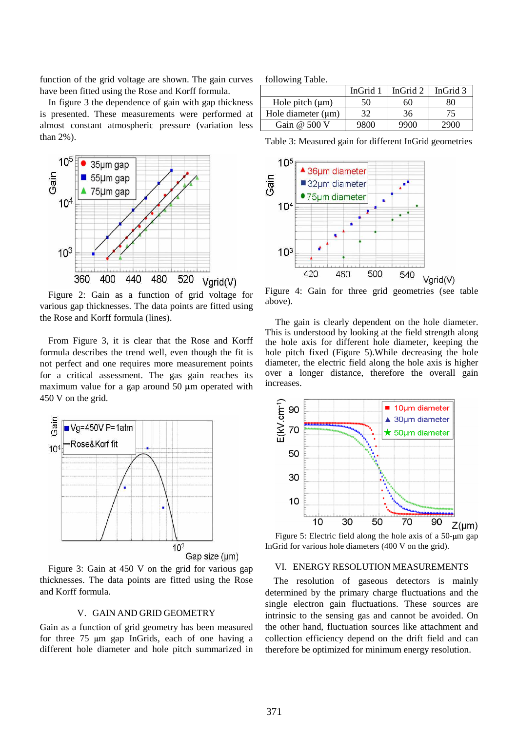function of the grid voltage are shown. The gain curves have been fitted using the Rose and Korff formula.

In figure 3 the dependence of gain with gap thickness is presented. These measurements were performed at almost constant atmospheric pressure (variation less than 2%).

Figure 2: Gain as a function of grid voltage for various gap thicknesses. The data points are fitted using the Rose and Korff formula (lines).

From Figure 3, it is clear that the Rose and Korff formula describes the trend well, even though the fit is not perfect and one requires more measurement points for a critical assessment. The gas gain reaches its maximum value for a gap around 50 µm operated with 450 V on the grid.

Figure 3: Gain at 450 V on the grid for various gap thicknesses. The data points are fitted using the Rose and Korff formula.

## V. GAIN AND GRID GEOMETRY

Gain as a function of grid geometry has been measured for three 75 µm gap InGrids, each of one having a different hole diameter and hole pitch summarized in following Table.

| | InGrid 1 | InGrid 2 | InGrid 3 |
|---|---|---|---|
| Hole pitch (µm) | 50 | 60 | 80 |
| Hole diameter (µm) | 32 | 36 | 75 |
| Gain @ 500 V | 9800 | 9900 | 2900 |

Table 3: Measured gain for different InGrid geometries

Figure 4: Gain for three grid geometries (see table above).

The gain is clearly dependent on the hole diameter. This is understood by looking at the field strength along the hole axis for different hole diameter, keeping the hole pitch fixed (Figure 5).While decreasing the hole diameter, the electric field along the hole axis is higher over a longer distance, therefore the overall gain increases.

Figure 5: Electric field along the hole axis of a 50-µm gap InGrid for various hole diameters (400 V on the grid).

## VI. ENERGY RESOLUTION MEASUREMENTS

The resolution of gaseous detectors is mainly determined by the primary charge fluctuations and the single electron gain fluctuations. These sources are intrinsic to the sensing gas and cannot be avoided. On the other hand, fluctuation sources like attachment and collection efficiency depend on the drift field and can therefore be optimized for minimum energy resolution.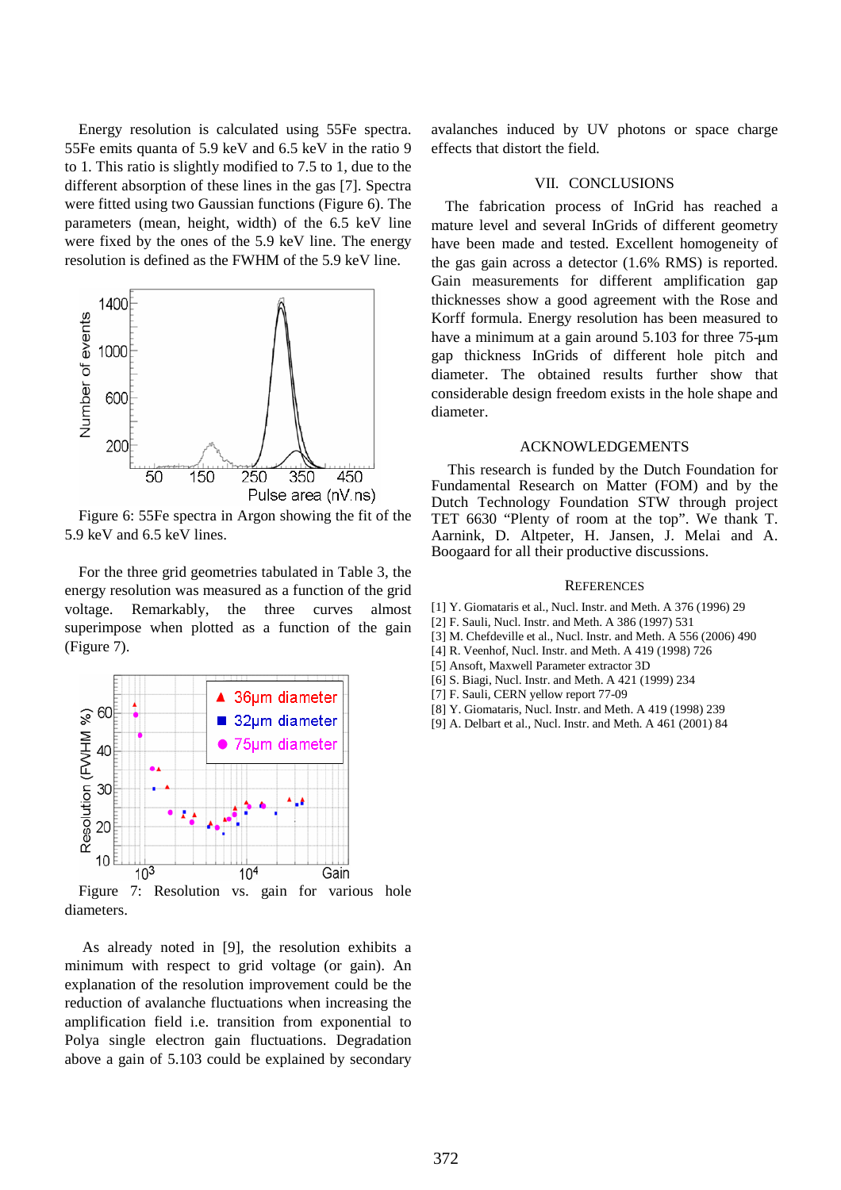Energy resolution is calculated using 55Fe spectra. 55Fe emits quanta of 5.9 keV and 6.5 keV in the ratio 9 to 1. This ratio is slightly modified to 7.5 to 1, due to the different absorption of these lines in the gas [7]. Spectra were fitted using two Gaussian functions (Figure 6). The parameters (mean, height, width) of the 6.5 keV line were fixed by the ones of the 5.9 keV line. The energy resolution is defined as the FWHM of the 5.9 keV line.

Number of events
1400
1000
600
200
50 150 250 350 450
Pulse area (nV.ns)

Figure 6: 55Fe spectra in Argon showing the fit of the 5.9 keV and 6.5 keV lines.

For the three grid geometries tabulated in Table 3, the energy resolution was measured as a function of the grid voltage. Remarkably, the three curves almost superimpose when plotted as a function of the gain (Figure 7).

36µm diameter
32µm diameter
75µm diameter
Resolution (FWHM %)
60
40
30
20
10
$10^3$
$10^4$
Gain

Figure 7: Resolution vs. gain for various hole diameters.

As already noted in [9], the resolution exhibits a minimum with respect to grid voltage (or gain). An explanation of the resolution improvement could be the reduction of avalanche fluctuations when increasing the amplification field i.e. transition from exponential to Polya single electron gain fluctuations. Degradation above a gain of 5.103 could be explained by secondary avalanches induced by UV photons or space charge effects that distort the field.

## VII. CONCLUSIONS

The fabrication process of InGrid has reached a mature level and several InGrids of different geometry have been made and tested. Excellent homogeneity of the gas gain across a detector (1.6% RMS) is reported. Gain measurements for different amplification gap thicknesses show a good agreement with the Rose and Korff formula. Energy resolution has been measured to have a minimum at a gain around 5.103 for three 75-µm gap thickness InGrids of different hole pitch and diameter. The obtained results further show that considerable design freedom exists in the hole shape and diameter.

## ACKNOWLEDGEMENTS

This research is funded by the Dutch Foundation for Fundamental Research on Matter (FOM) and by the Dutch Technology Foundation STW through project TET 6630 "Plenty of room at the top". We thank T. Aarnink, D. Altpeter, H. Jansen, J. Melai and A. Boogaard for all their productive discussions.

## REFERENCES

[1] Y. Giomataris et al., Nucl. Instr. and Meth. A 376 (1996) 29
[2] F. Sauli, Nucl. Instr. and Meth. A 386 (1997) 531
[3] M. Chefdeville et al., Nucl. Instr. and Meth. A 556 (2006) 490
[4] R. Veenhof, Nucl. Instr. and Meth. A 419 (1998) 726
[5] Ansoft, Maxwell Parameter extractor 3D
[6] S. Biagi, Nucl. Instr. and Meth. A 421 (1999) 234
[7] F. Sauli, CERN yellow report 77-09
[8] Y. Giomataris, Nucl. Instr. and Meth. A 419 (1998) 239
[9] A. Delbart et al., Nucl. Instr. and Meth. A 461 (2001) 84